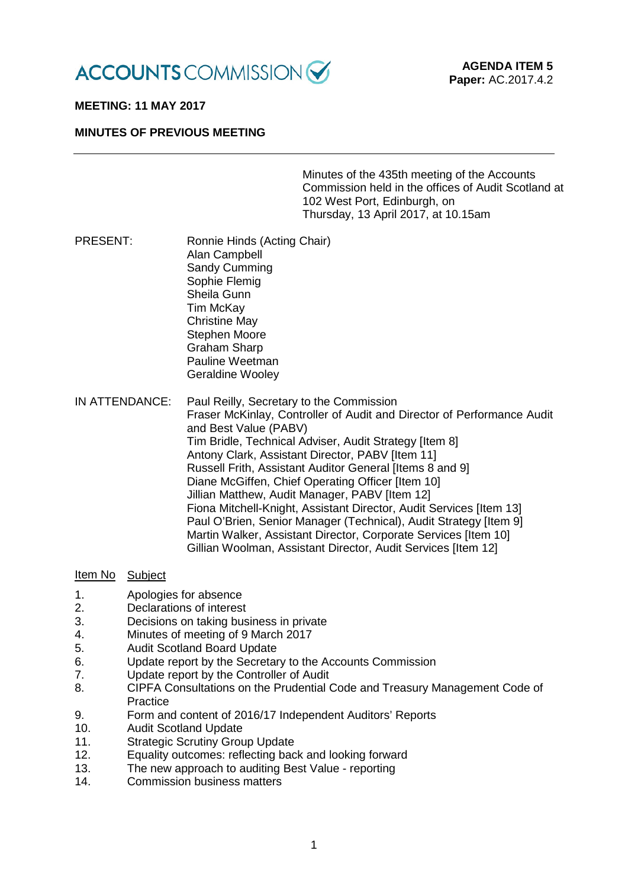**ACCOUNTS COMMISSION**

**AGENDA ITEM 5**
**Paper:** AC.2017.4.2

**MEETING: 11 MAY 2017**

**MINUTES OF PREVIOUS MEETING**

---

Minutes of the 435th meeting of the Accounts Commission held in the offices of Audit Scotland at 102 West Port, Edinburgh, on Thursday, 13 April 2017, at 10.15am

PRESENT:

Ronnie Hinds (Acting Chair)
Alan Campbell
Sandy Cumming
Sophie Flemig
Sheila Gunn
Tim McKay
Christine May
Stephen Moore
Graham Sharp
Pauline Weetman
Geraldine Wooley

IN ATTENDANCE:

Paul Reilly, Secretary to the Commission
Fraser McKinlay, Controller of Audit and Director of Performance Audit and Best Value (PABV)
Tim Bridle, Technical Adviser, Audit Strategy [Item 8]
Antony Clark, Assistant Director, PABV [Item 11]
Russell Frith, Assistant Auditor General [Items 8 and 9]
Diane McGiffen, Chief Operating Officer [Item 10]
Jillian Matthew, Audit Manager, PABV [Item 12]
Fiona Mitchell-Knight, Assistant Director, Audit Services [Item 13]
Paul O'Brien, Senior Manager (Technical), Audit Strategy [Item 9]
Martin Walker, Assistant Director, Corporate Services [Item 10]
Gillian Woolman, Assistant Director, Audit Services [Item 12]

| Item No | Subject |
|---|---|
| 1. | Apologies for absence |
| 2. | Declarations of interest |
| 3. | Decisions on taking business in private |
| 4. | Minutes of meeting of 9 March 2017 |
| 5. | Audit Scotland Board Update |
| 6. | Update report by the Secretary to the Accounts Commission |
| 7. | Update report by the Controller of Audit |
| 8. | CIPFA Consultations on the Prudential Code and Treasury Management Code of Practice |
| 9. | Form and content of 2016/17 Independent Auditors' Reports |
| 10. | Audit Scotland Update |
| 11. | Strategic Scrutiny Group Update |
| 12. | Equality outcomes: reflecting back and looking forward |
| 13. | The new approach to auditing Best Value - reporting |
| 14. | Commission business matters |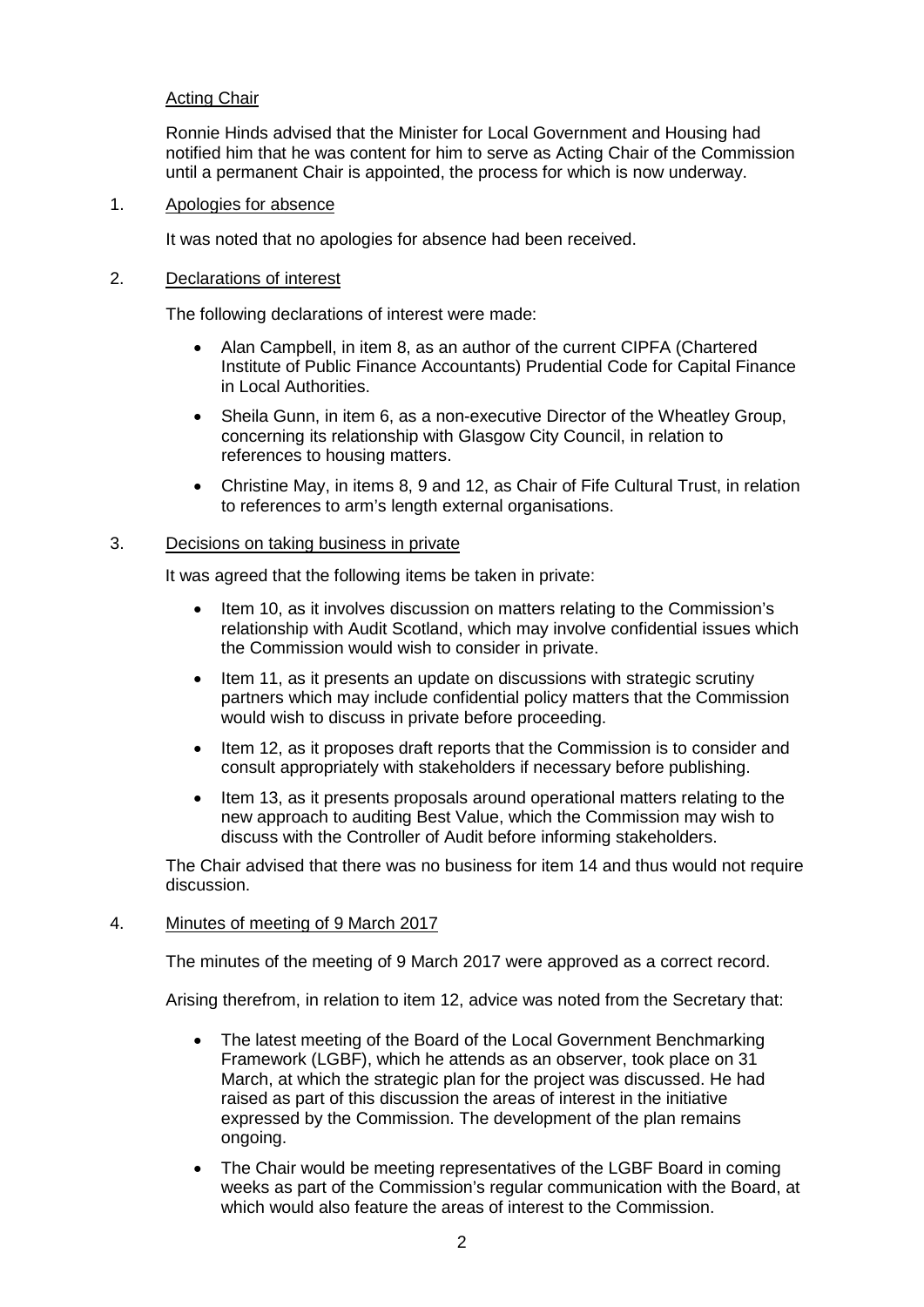Acting Chair

Ronnie Hinds advised that the Minister for Local Government and Housing had notified him that he was content for him to serve as Acting Chair of the Commission until a permanent Chair is appointed, the process for which is now underway.

1. Apologies for absence

It was noted that no apologies for absence had been received.

2. Declarations of interest

The following declarations of interest were made:

- Alan Campbell, in item 8, as an author of the current CIPFA (Chartered Institute of Public Finance Accountants) Prudential Code for Capital Finance in Local Authorities.
- Sheila Gunn, in item 6, as a non-executive Director of the Wheatley Group, concerning its relationship with Glasgow City Council, in relation to references to housing matters.
- Christine May, in items 8, 9 and 12, as Chair of Fife Cultural Trust, in relation to references to arm's length external organisations.

3. Decisions on taking business in private

It was agreed that the following items be taken in private:

- Item 10, as it involves discussion on matters relating to the Commission's relationship with Audit Scotland, which may involve confidential issues which the Commission would wish to consider in private.
- Item 11, as it presents an update on discussions with strategic scrutiny partners which may include confidential policy matters that the Commission would wish to discuss in private before proceeding.
- Item 12, as it proposes draft reports that the Commission is to consider and consult appropriately with stakeholders if necessary before publishing.
- Item 13, as it presents proposals around operational matters relating to the new approach to auditing Best Value, which the Commission may wish to discuss with the Controller of Audit before informing stakeholders.

The Chair advised that there was no business for item 14 and thus would not require discussion.

4. Minutes of meeting of 9 March 2017

The minutes of the meeting of 9 March 2017 were approved as a correct record.

Arising therefrom, in relation to item 12, advice was noted from the Secretary that:

- The latest meeting of the Board of the Local Government Benchmarking Framework (LGBF), which he attends as an observer, took place on 31 March, at which the strategic plan for the project was discussed. He had raised as part of this discussion the areas of interest in the initiative expressed by the Commission. The development of the plan remains ongoing.
- The Chair would be meeting representatives of the LGBF Board in coming weeks as part of the Commission's regular communication with the Board, at which would also feature the areas of interest to the Commission.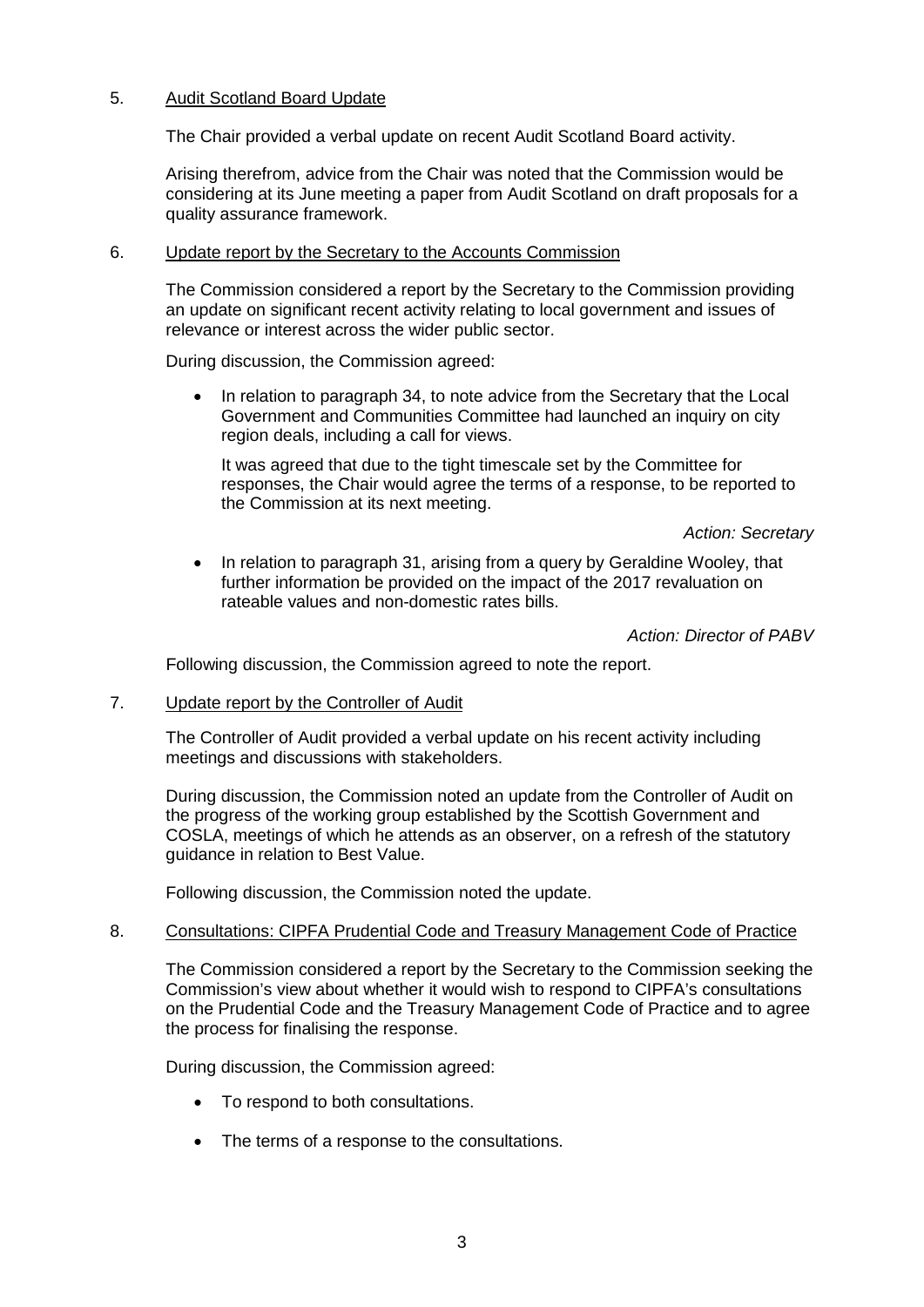5. <u>Audit Scotland Board Update</u>

The Chair provided a verbal update on recent Audit Scotland Board activity.

Arising therefrom, advice from the Chair was noted that the Commission would be considering at its June meeting a paper from Audit Scotland on draft proposals for a quality assurance framework.

6. <u>Update report by the Secretary to the Accounts Commission</u>

The Commission considered a report by the Secretary to the Commission providing an update on significant recent activity relating to local government and issues of relevance or interest across the wider public sector.

During discussion, the Commission agreed:

- In relation to paragraph 34, to note advice from the Secretary that the Local Government and Communities Committee had launched an inquiry on city region deals, including a call for views.

  It was agreed that due to the tight timescale set by the Committee for responses, the Chair would agree the terms of a response, to be reported to the Commission at its next meeting.

  *Action: Secretary*

- In relation to paragraph 31, arising from a query by Geraldine Wooley, that further information be provided on the impact of the 2017 revaluation on rateable values and non-domestic rates bills.

  *Action: Director of PABV*

Following discussion, the Commission agreed to note the report.

7. <u>Update report by the Controller of Audit</u>

The Controller of Audit provided a verbal update on his recent activity including meetings and discussions with stakeholders.

During discussion, the Commission noted an update from the Controller of Audit on the progress of the working group established by the Scottish Government and COSLA, meetings of which he attends as an observer, on a refresh of the statutory guidance in relation to Best Value.

Following discussion, the Commission noted the update.

8. <u>Consultations: CIPFA Prudential Code and Treasury Management Code of Practice</u>

The Commission considered a report by the Secretary to the Commission seeking the Commission's view about whether it would wish to respond to CIPFA's consultations on the Prudential Code and the Treasury Management Code of Practice and to agree the process for finalising the response.

During discussion, the Commission agreed:

- To respond to both consultations.
- The terms of a response to the consultations.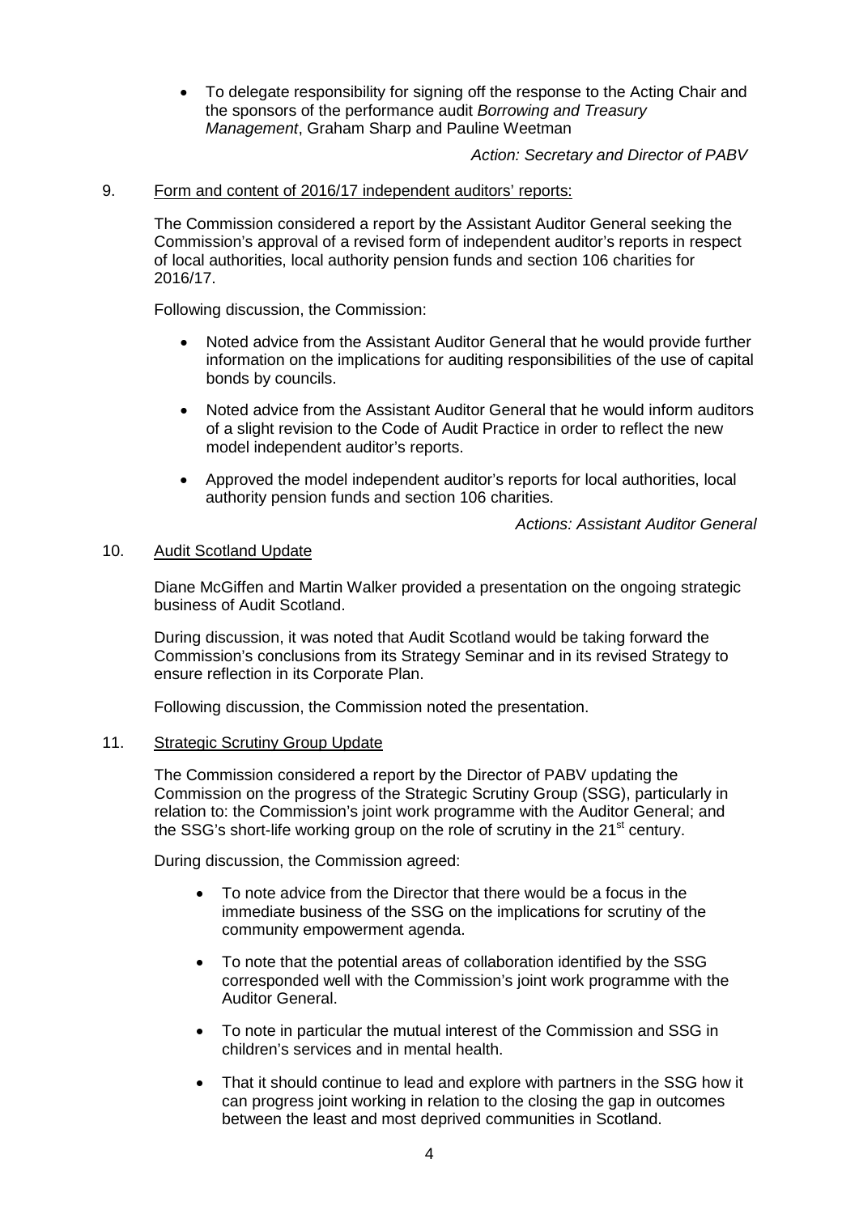- To delegate responsibility for signing off the response to the Acting Chair and the sponsors of the performance audit *Borrowing and Treasury Management*, Graham Sharp and Pauline Weetman

*Action: Secretary and Director of PABV*

9. <u>Form and content of 2016/17 independent auditors' reports:</u>

The Commission considered a report by the Assistant Auditor General seeking the Commission's approval of a revised form of independent auditor's reports in respect of local authorities, local authority pension funds and section 106 charities for 2016/17.

Following discussion, the Commission:

- Noted advice from the Assistant Auditor General that he would provide further information on the implications for auditing responsibilities of the use of capital bonds by councils.
- Noted advice from the Assistant Auditor General that he would inform auditors of a slight revision to the Code of Audit Practice in order to reflect the new model independent auditor's reports.
- Approved the model independent auditor's reports for local authorities, local authority pension funds and section 106 charities.

*Actions: Assistant Auditor General*

10. <u>Audit Scotland Update</u>

Diane McGiffen and Martin Walker provided a presentation on the ongoing strategic business of Audit Scotland.

During discussion, it was noted that Audit Scotland would be taking forward the Commission's conclusions from its Strategy Seminar and in its revised Strategy to ensure reflection in its Corporate Plan.

Following discussion, the Commission noted the presentation.

11. <u>Strategic Scrutiny Group Update</u>

The Commission considered a report by the Director of PABV updating the Commission on the progress of the Strategic Scrutiny Group (SSG), particularly in relation to: the Commission's joint work programme with the Auditor General; and the SSG's short-life working group on the role of scrutiny in the 21st century.

During discussion, the Commission agreed:

- To note advice from the Director that there would be a focus in the immediate business of the SSG on the implications for scrutiny of the community empowerment agenda.
- To note that the potential areas of collaboration identified by the SSG corresponded well with the Commission's joint work programme with the Auditor General.
- To note in particular the mutual interest of the Commission and SSG in children's services and in mental health.
- That it should continue to lead and explore with partners in the SSG how it can progress joint working in relation to the closing the gap in outcomes between the least and most deprived communities in Scotland.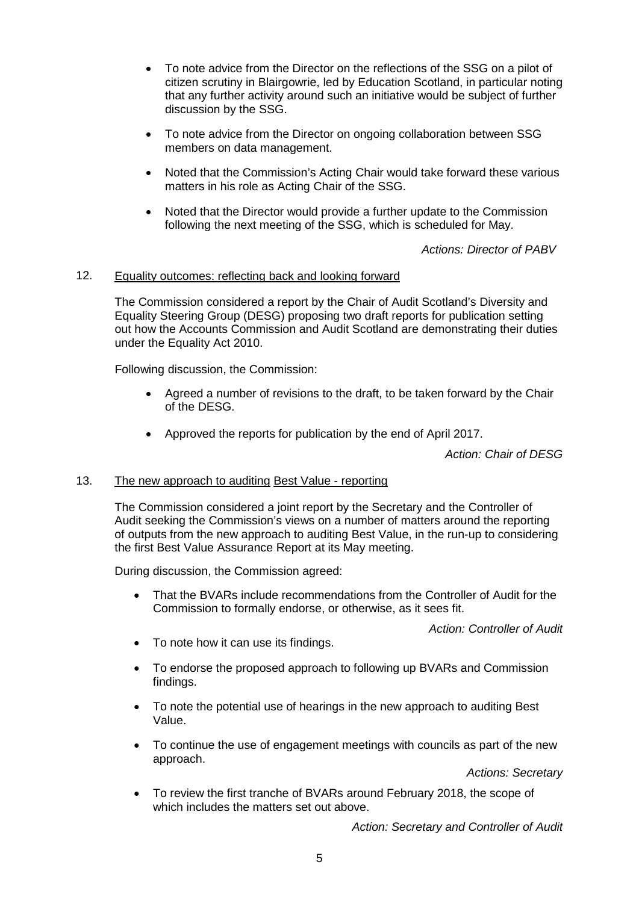- To note advice from the Director on the reflections of the SSG on a pilot of citizen scrutiny in Blairgowrie, led by Education Scotland, in particular noting that any further activity around such an initiative would be subject of further discussion by the SSG.
- To note advice from the Director on ongoing collaboration between SSG members on data management.
- Noted that the Commission's Acting Chair would take forward these various matters in his role as Acting Chair of the SSG.
- Noted that the Director would provide a further update to the Commission following the next meeting of the SSG, which is scheduled for May.

*Actions: Director of PABV*

12. Equality outcomes: reflecting back and looking forward

The Commission considered a report by the Chair of Audit Scotland's Diversity and Equality Steering Group (DESG) proposing two draft reports for publication setting out how the Accounts Commission and Audit Scotland are demonstrating their duties under the Equality Act 2010.

Following discussion, the Commission:

- Agreed a number of revisions to the draft, to be taken forward by the Chair of the DESG.
- Approved the reports for publication by the end of April 2017.

*Action: Chair of DESG*

13. The new approach to auditing Best Value - reporting

The Commission considered a joint report by the Secretary and the Controller of Audit seeking the Commission's views on a number of matters around the reporting of outputs from the new approach to auditing Best Value, in the run-up to considering the first Best Value Assurance Report at its May meeting.

During discussion, the Commission agreed:

- That the BVARs include recommendations from the Controller of Audit for the Commission to formally endorse, or otherwise, as it sees fit.

*Action: Controller of Audit*

- To note how it can use its findings.
- To endorse the proposed approach to following up BVARs and Commission findings.
- To note the potential use of hearings in the new approach to auditing Best Value.
- To continue the use of engagement meetings with councils as part of the new approach.

*Actions: Secretary*

- To review the first tranche of BVARs around February 2018, the scope of which includes the matters set out above.

*Action: Secretary and Controller of Audit*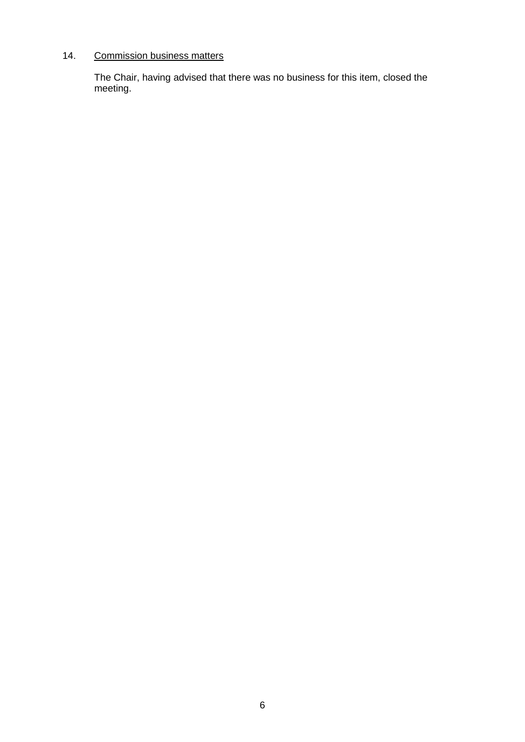14. <u>Commission business matters</u>

The Chair, having advised that there was no business for this item, closed the meeting.